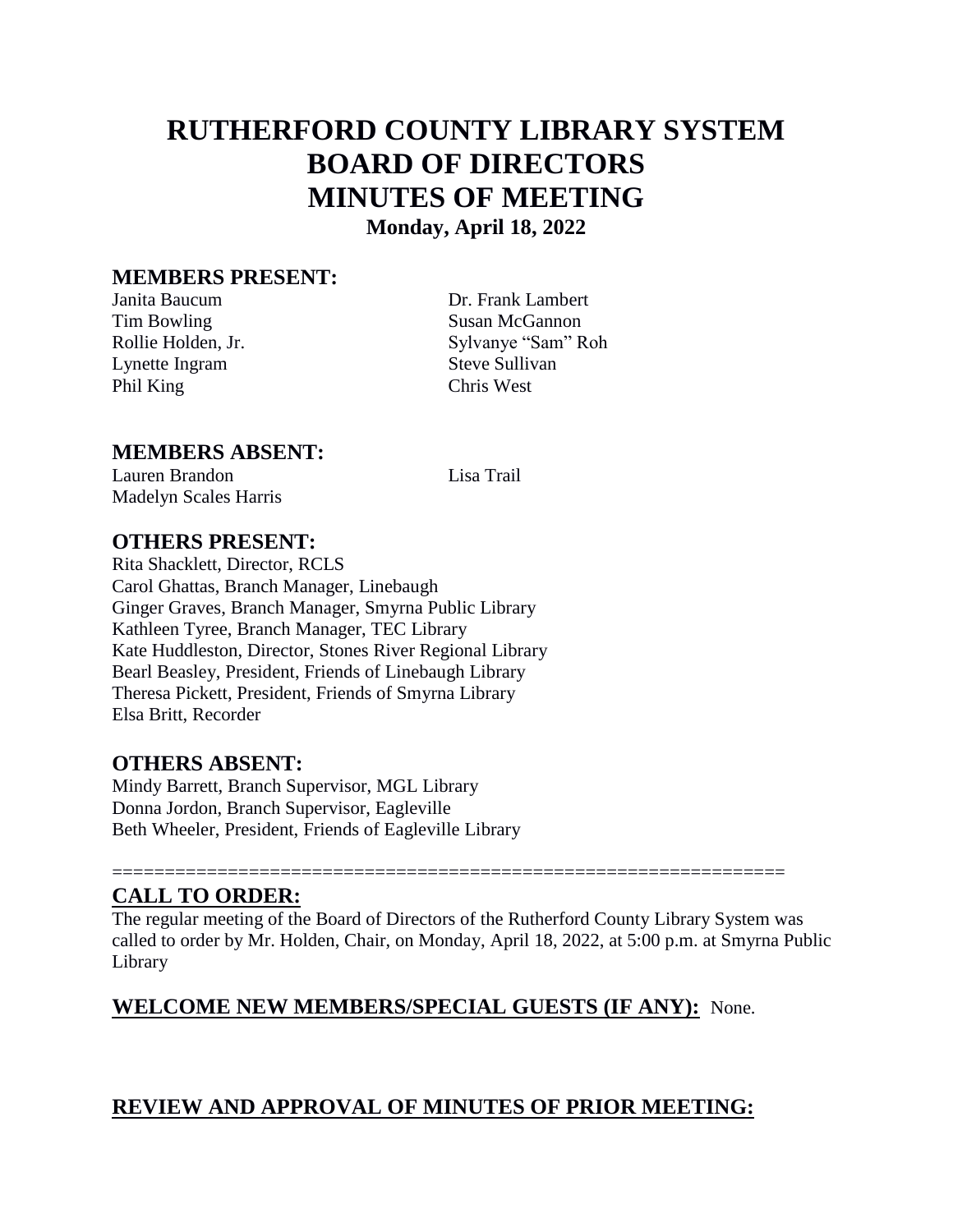# RUTHERFORD COUNTY LIBRARY SYSTEM
# BOARD OF DIRECTORS
# MINUTES OF MEETING

**Monday, April 18, 2022**

## MEMBERS PRESENT:

Janita Baucum
Tim Bowling
Rollie Holden, Jr.
Lynette Ingram
Phil King
Dr. Frank Lambert
Susan McGannon
Sylvanye "Sam" Roh
Steve Sullivan
Chris West

## MEMBERS ABSENT:

Lauren Brandon
Madelyn Scales Harris
Lisa Trail

## OTHERS PRESENT:

Rita Shacklett, Director, RCLS
Carol Ghattas, Branch Manager, Linebaugh
Ginger Graves, Branch Manager, Smyrna Public Library
Kathleen Tyree, Branch Manager, TEC Library
Kate Huddleston, Director, Stones River Regional Library
Bearl Beasley, President, Friends of Linebaugh Library
Theresa Pickett, President, Friends of Smyrna Library
Elsa Britt, Recorder

## OTHERS ABSENT:

Mindy Barrett, Branch Supervisor, MGL Library
Donna Jordon, Branch Supervisor, Eagleville
Beth Wheeler, President, Friends of Eagleville Library

================================================================

## CALL TO ORDER:

The regular meeting of the Board of Directors of the Rutherford County Library System was called to order by Mr. Holden, Chair, on Monday, April 18, 2022, at 5:00 p.m. at Smyrna Public Library

## WELCOME NEW MEMBERS/SPECIAL GUESTS (IF ANY): None.

## REVIEW AND APPROVAL OF MINUTES OF PRIOR MEETING: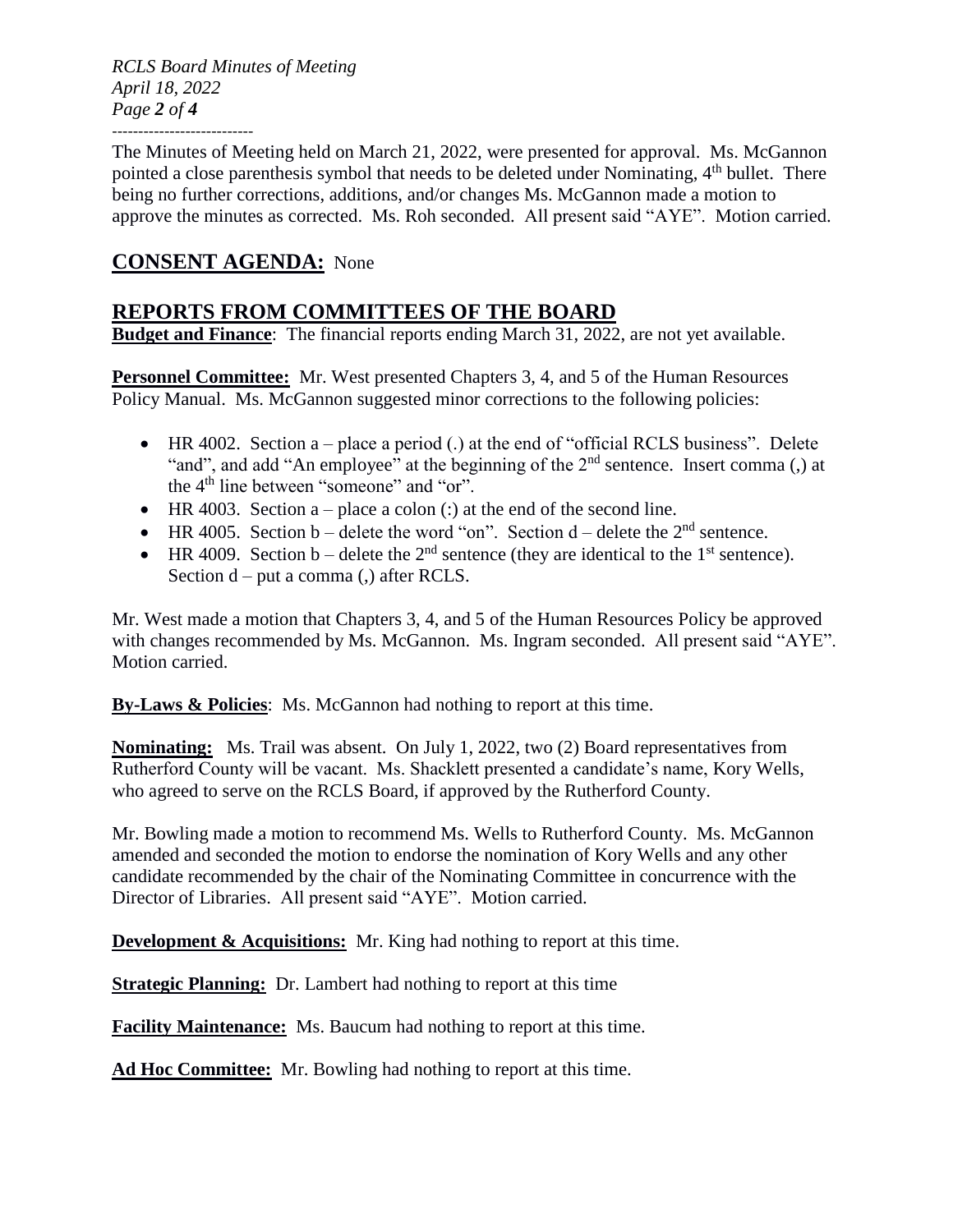The Minutes of Meeting held on March 21, 2022, were presented for approval. Ms. McGannon pointed a close parenthesis symbol that needs to be deleted under Nominating, 4th bullet. There being no further corrections, additions, and/or changes Ms. McGannon made a motion to approve the minutes as corrected. Ms. Roh seconded. All present said "AYE". Motion carried.

## CONSENT AGENDA: None

## REPORTS FROM COMMITTEES OF THE BOARD

**Budget and Finance**: The financial reports ending March 31, 2022, are not yet available.

**Personnel Committee:** Mr. West presented Chapters 3, 4, and 5 of the Human Resources Policy Manual. Ms. McGannon suggested minor corrections to the following policies:

- HR 4002. Section a – place a period (.) at the end of "official RCLS business". Delete "and", and add "An employee" at the beginning of the 2nd sentence. Insert comma (,) at the 4th line between "someone" and "or".
- HR 4003. Section a – place a colon (:) at the end of the second line.
- HR 4005. Section b – delete the word "on". Section d – delete the 2nd sentence.
- HR 4009. Section b – delete the 2nd sentence (they are identical to the 1st sentence). Section d – put a comma (,) after RCLS.

Mr. West made a motion that Chapters 3, 4, and 5 of the Human Resources Policy be approved with changes recommended by Ms. McGannon. Ms. Ingram seconded. All present said "AYE". Motion carried.

**By-Laws & Policies**: Ms. McGannon had nothing to report at this time.

**Nominating:** Ms. Trail was absent. On July 1, 2022, two (2) Board representatives from Rutherford County will be vacant. Ms. Shacklett presented a candidate's name, Kory Wells, who agreed to serve on the RCLS Board, if approved by the Rutherford County.

Mr. Bowling made a motion to recommend Ms. Wells to Rutherford County. Ms. McGannon amended and seconded the motion to endorse the nomination of Kory Wells and any other candidate recommended by the chair of the Nominating Committee in concurrence with the Director of Libraries. All present said "AYE". Motion carried.

**Development & Acquisitions:** Mr. King had nothing to report at this time.

**Strategic Planning:** Dr. Lambert had nothing to report at this time

**Facility Maintenance:** Ms. Baucum had nothing to report at this time.

**Ad Hoc Committee:** Mr. Bowling had nothing to report at this time.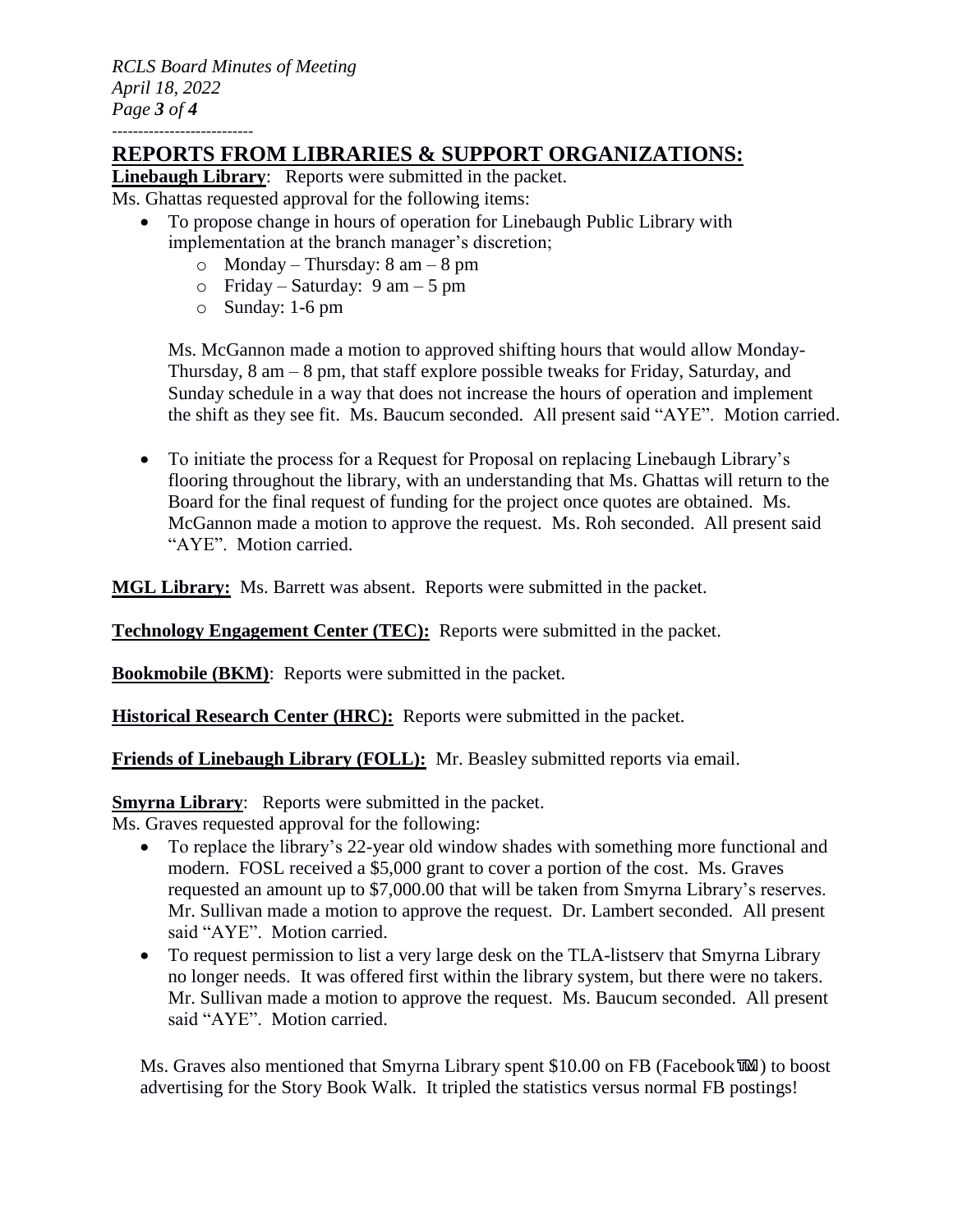## REPORTS FROM LIBRARIES & SUPPORT ORGANIZATIONS:

**Linebaugh Library**: Reports were submitted in the packet.

Ms. Ghattas requested approval for the following items:

- To propose change in hours of operation for Linebaugh Public Library with implementation at the branch manager's discretion;
    - Monday – Thursday: 8 am – 8 pm
    - Friday – Saturday: 9 am – 5 pm
    - Sunday: 1-6 pm

  Ms. McGannon made a motion to approved shifting hours that would allow Monday-Thursday, 8 am – 8 pm, that staff explore possible tweaks for Friday, Saturday, and Sunday schedule in a way that does not increase the hours of operation and implement the shift as they see fit. Ms. Baucum seconded. All present said "AYE". Motion carried.

- To initiate the process for a Request for Proposal on replacing Linebaugh Library's flooring throughout the library, with an understanding that Ms. Ghattas will return to the Board for the final request of funding for the project once quotes are obtained. Ms. McGannon made a motion to approve the request. Ms. Roh seconded. All present said "AYE". Motion carried.

**MGL Library:** Ms. Barrett was absent. Reports were submitted in the packet.

**Technology Engagement Center (TEC):** Reports were submitted in the packet.

**Bookmobile (BKM)**: Reports were submitted in the packet.

**Historical Research Center (HRC):** Reports were submitted in the packet.

**Friends of Linebaugh Library (FOLL):** Mr. Beasley submitted reports via email.

**Smyrna Library**: Reports were submitted in the packet.

Ms. Graves requested approval for the following:

- To replace the library's 22-year old window shades with something more functional and modern. FOSL received a $5,000 grant to cover a portion of the cost. Ms. Graves requested an amount up to $7,000.00 that will be taken from Smyrna Library's reserves. Mr. Sullivan made a motion to approve the request. Dr. Lambert seconded. All present said "AYE". Motion carried.
- To request permission to list a very large desk on the TLA-listserv that Smyrna Library no longer needs. It was offered first within the library system, but there were no takers. Mr. Sullivan made a motion to approve the request. Ms. Baucum seconded. All present said "AYE". Motion carried.

Ms. Graves also mentioned that Smyrna Library spent $10.00 on FB (Facebook™) to boost advertising for the Story Book Walk. It tripled the statistics versus normal FB postings!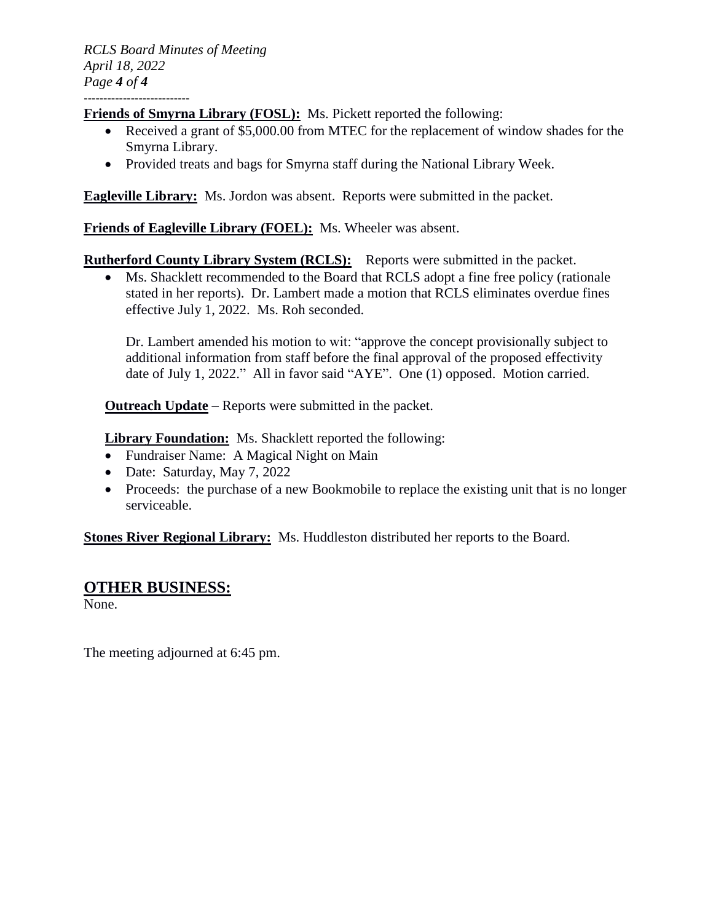**Friends of Smyrna Library (FOSL):** Ms. Pickett reported the following:

- Received a grant of $5,000.00 from MTEC for the replacement of window shades for the Smyrna Library.
- Provided treats and bags for Smyrna staff during the National Library Week.

**Eagleville Library:** Ms. Jordon was absent. Reports were submitted in the packet.

**Friends of Eagleville Library (FOEL):** Ms. Wheeler was absent.

**Rutherford County Library System (RCLS):** Reports were submitted in the packet.

- Ms. Shacklett recommended to the Board that RCLS adopt a fine free policy (rationale stated in her reports). Dr. Lambert made a motion that RCLS eliminates overdue fines effective July 1, 2022. Ms. Roh seconded.

  Dr. Lambert amended his motion to wit: "approve the concept provisionally subject to additional information from staff before the final approval of the proposed effectivity date of July 1, 2022." All in favor said "AYE". One (1) opposed. Motion carried.

**Outreach Update** – Reports were submitted in the packet.

**Library Foundation:** Ms. Shacklett reported the following:

- Fundraiser Name: A Magical Night on Main
- Date: Saturday, May 7, 2022
- Proceeds: the purchase of a new Bookmobile to replace the existing unit that is no longer serviceable.

**Stones River Regional Library:** Ms. Huddleston distributed her reports to the Board.

## OTHER BUSINESS:

None.

The meeting adjourned at 6:45 pm.